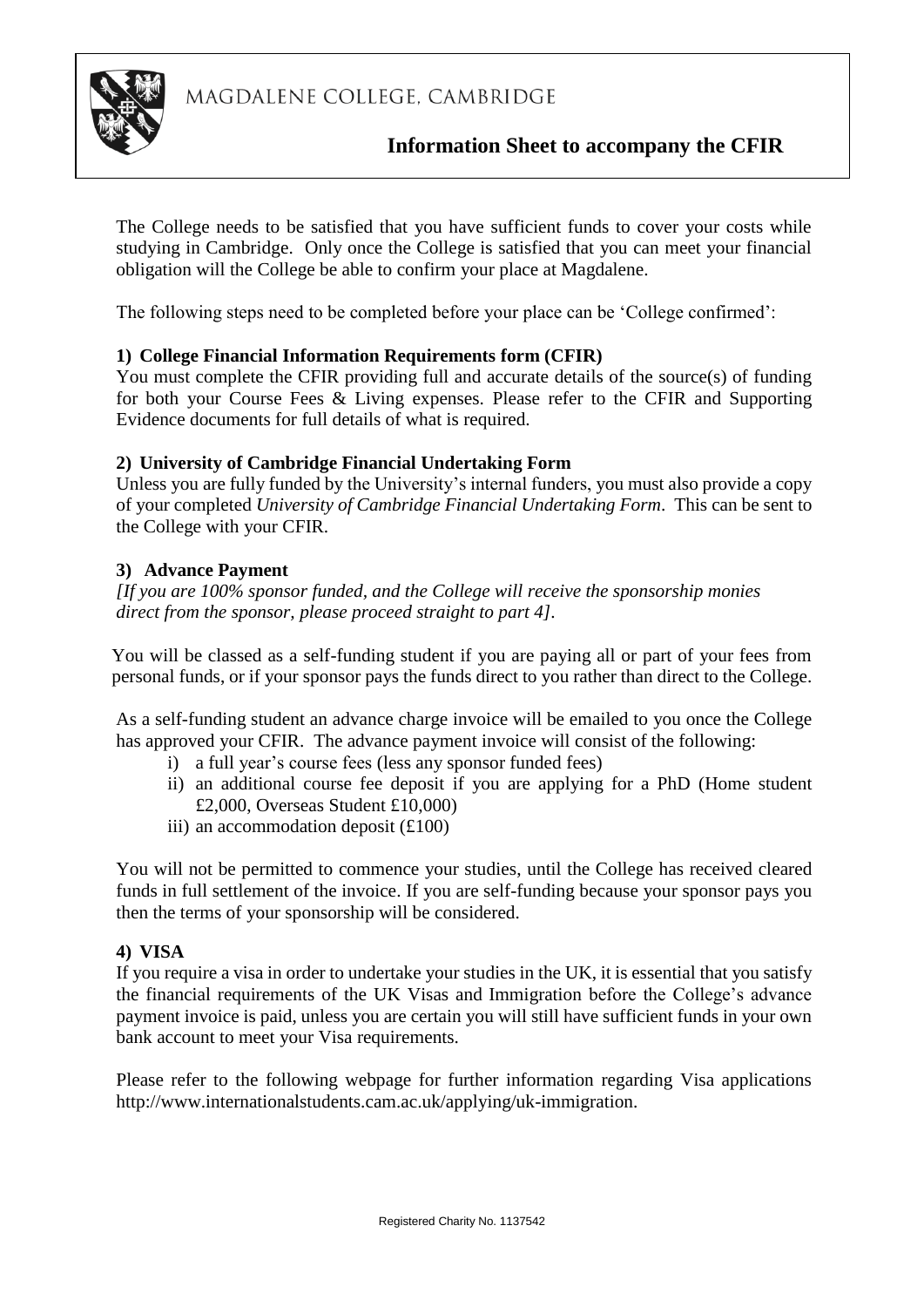MAGDALENE COLLEGE, CAMBRIDGE

# Information Sheet to accompany the CFIR

The College needs to be satisfied that you have sufficient funds to cover your costs while studying in Cambridge. Only once the College is satisfied that you can meet your financial obligation will the College be able to confirm your place at Magdalene.

The following steps need to be completed before your place can be 'College confirmed':

### 1) College Financial Information Requirements form (CFIR)

You must complete the CFIR providing full and accurate details of the source(s) of funding for both your Course Fees & Living expenses. Please refer to the CFIR and Supporting Evidence documents for full details of what is required.

### 2) University of Cambridge Financial Undertaking Form

Unless you are fully funded by the University's internal funders, you must also provide a copy of your completed *University of Cambridge Financial Undertaking Form*. This can be sent to the College with your CFIR.

### 3) Advance Payment

*[If you are 100% sponsor funded, and the College will receive the sponsorship monies direct from the sponsor, please proceed straight to part 4].*

You will be classed as a self-funding student if you are paying all or part of your fees from personal funds, or if your sponsor pays the funds direct to you rather than direct to the College.

As a self-funding student an advance charge invoice will be emailed to you once the College has approved your CFIR. The advance payment invoice will consist of the following:

- i) a full year's course fees (less any sponsor funded fees)
- ii) an additional course fee deposit if you are applying for a PhD (Home student £2,000, Overseas Student £10,000)
- iii) an accommodation deposit (£100)

You will not be permitted to commence your studies, until the College has received cleared funds in full settlement of the invoice. If you are self-funding because your sponsor pays you then the terms of your sponsorship will be considered.

### 4) VISA

If you require a visa in order to undertake your studies in the UK, it is essential that you satisfy the financial requirements of the UK Visas and Immigration before the College's advance payment invoice is paid, unless you are certain you will still have sufficient funds in your own bank account to meet your Visa requirements.

Please refer to the following webpage for further information regarding Visa applications http://www.internationalstudents.cam.ac.uk/applying/uk-immigration.

Registered Charity No. 1137542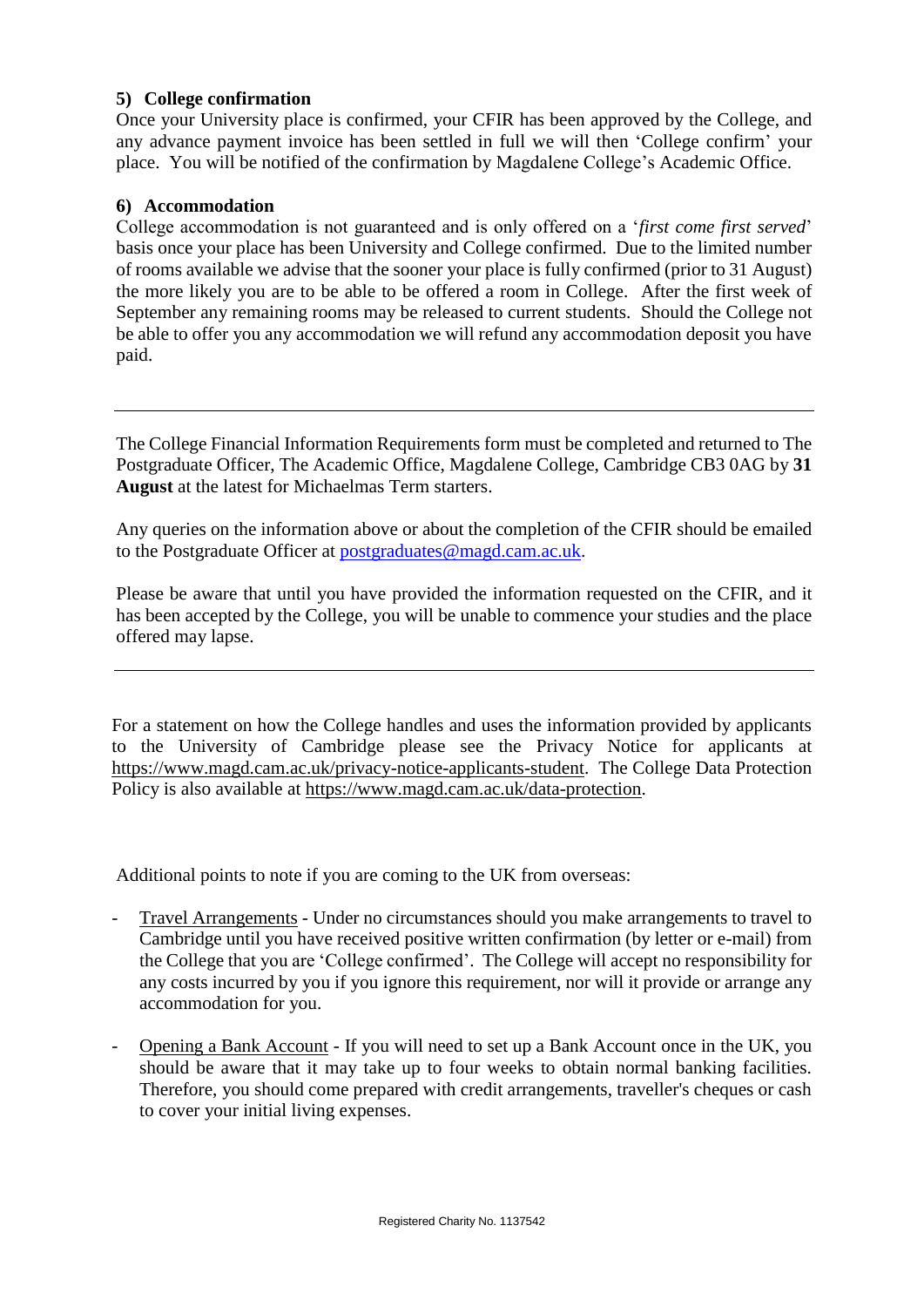### 5) College confirmation

Once your University place is confirmed, your CFIR has been approved by the College, and any advance payment invoice has been settled in full we will then 'College confirm' your place. You will be notified of the confirmation by Magdalene College's Academic Office.

### 6) Accommodation

College accommodation is not guaranteed and is only offered on a '*first come first served*' basis once your place has been University and College confirmed. Due to the limited number of rooms available we advise that the sooner your place is fully confirmed (prior to 31 August) the more likely you are to be able to be offered a room in College. After the first week of September any remaining rooms may be released to current students. Should the College not be able to offer you any accommodation we will refund any accommodation deposit you have paid.

---

The College Financial Information Requirements form must be completed and returned to The Postgraduate Officer, The Academic Office, Magdalene College, Cambridge CB3 0AG by **31 August** at the latest for Michaelmas Term starters.

Any queries on the information above or about the completion of the CFIR should be emailed to the Postgraduate Officer at postgraduates@magd.cam.ac.uk.

Please be aware that until you have provided the information requested on the CFIR, and it has been accepted by the College, you will be unable to commence your studies and the place offered may lapse.

---

For a statement on how the College handles and uses the information provided by applicants to the University of Cambridge please see the Privacy Notice for applicants at https://www.magd.cam.ac.uk/privacy-notice-applicants-student. The College Data Protection Policy is also available at https://www.magd.cam.ac.uk/data-protection.

Additional points to note if you are coming to the UK from overseas:

- Travel Arrangements - Under no circumstances should you make arrangements to travel to Cambridge until you have received positive written confirmation (by letter or e-mail) from the College that you are 'College confirmed'. The College will accept no responsibility for any costs incurred by you if you ignore this requirement, nor will it provide or arrange any accommodation for you.

- Opening a Bank Account - If you will need to set up a Bank Account once in the UK, you should be aware that it may take up to four weeks to obtain normal banking facilities. Therefore, you should come prepared with credit arrangements, traveller's cheques or cash to cover your initial living expenses.

Registered Charity No. 1137542